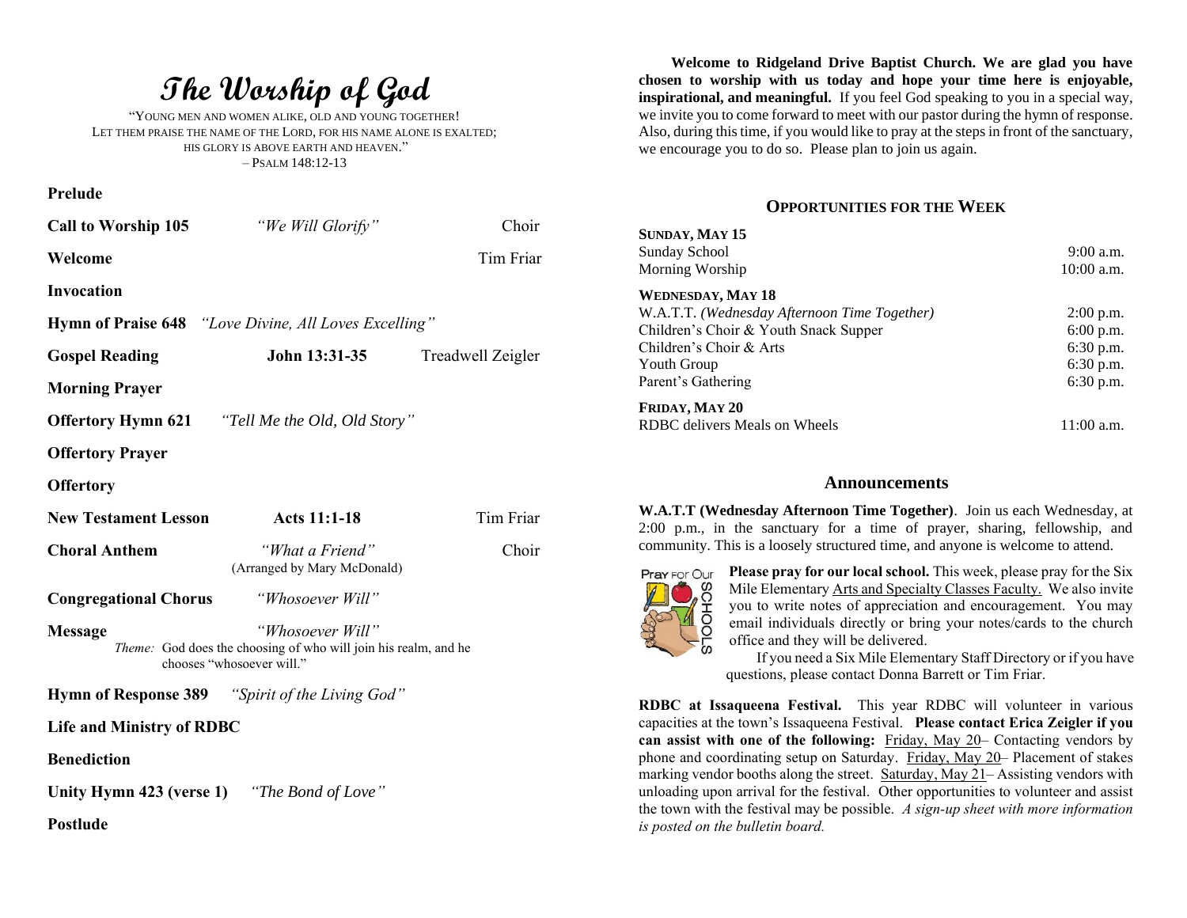# The Worship of God

"YOUNG MEN AND WOMEN ALIKE, OLD AND YOUNG TOGETHER!
LET THEM PRAISE THE NAME OF THE LORD, FOR HIS NAME ALONE IS EXALTED;
HIS GLORY IS ABOVE EARTH AND HEAVEN."
– PSALM 148:12-13

**Prelude**

**Call to Worship 105** *"We Will Glorify"* Choir

**Welcome** Tim Friar

**Invocation**

**Hymn of Praise 648** *"Love Divine, All Loves Excelling"*

**Gospel Reading** **John 13:31-35** Treadwell Zeigler

**Morning Prayer**

**Offertory Hymn 621** *"Tell Me the Old, Old Story"*

**Offertory Prayer**

**Offertory**

**New Testament Lesson** **Acts 11:1-18** Tim Friar

**Choral Anthem** *"What a Friend"* Choir
(Arranged by Mary McDonald)

**Congregational Chorus** *"Whosoever Will"*

**Message** *"Whosoever Will"*
*Theme:* God does the choosing of who will join his realm, and he chooses "whosoever will."

**Hymn of Response 389** *"Spirit of the Living God"*

**Life and Ministry of RDBC**

**Benediction**

**Unity Hymn 423 (verse 1)** *"The Bond of Love"*

**Postlude**

**Welcome to Ridgeland Drive Baptist Church. We are glad you have chosen to worship with us today and hope your time here is enjoyable, inspirational, and meaningful.** If you feel God speaking to you in a special way, we invite you to come forward to meet with our pastor during the hymn of response. Also, during this time, if you would like to pray at the steps in front of the sanctuary, we encourage you to do so. Please plan to join us again.

## OPPORTUNITIES FOR THE WEEK

**SUNDAY, MAY 15**

| | |
|---|---|
| Sunday School | 9:00 a.m. |
| Morning Worship | 10:00 a.m. |

**WEDNESDAY, MAY 18**

| | |
|---|---|
| W.A.T.T. *(Wednesday Afternoon Time Together)* | 2:00 p.m. |
| Children's Choir & Youth Snack Supper | 6:00 p.m. |
| Children's Choir & Arts | 6:30 p.m. |
| Youth Group | 6:30 p.m. |
| Parent's Gathering | 6:30 p.m. |

**FRIDAY, MAY 20**

| | |
|---|---|
| RDBC delivers Meals on Wheels | 11:00 a.m. |

## Announcements

**W.A.T.T (Wednesday Afternoon Time Together)**. Join us each Wednesday, at 2:00 p.m., in the sanctuary for a time of prayer, sharing, fellowship, and community. This is a loosely structured time, and anyone is welcome to attend.

**Please pray for our local school.** This week, please pray for the Six Mile Elementary Arts and Specialty Classes Faculty. We also invite you to write notes of appreciation and encouragement. You may email individuals directly or bring your notes/cards to the church office and they will be delivered.

If you need a Six Mile Elementary Staff Directory or if you have questions, please contact Donna Barrett or Tim Friar.

**RDBC at Issaqueena Festival.** This year RDBC will volunteer in various capacities at the town's Issaqueena Festival. **Please contact Erica Zeigler if you can assist with one of the following:** Friday, May 20– Contacting vendors by phone and coordinating setup on Saturday. Friday, May 20– Placement of stakes marking vendor booths along the street. Saturday, May 21– Assisting vendors with unloading upon arrival for the festival. Other opportunities to volunteer and assist the town with the festival may be possible. *A sign-up sheet with more information is posted on the bulletin board.*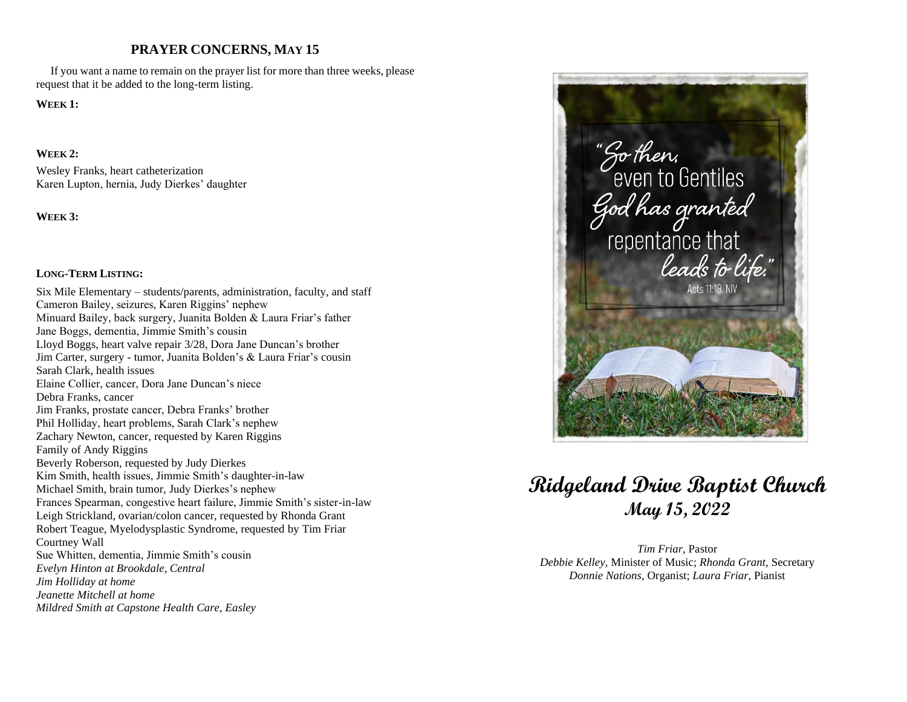## PRAYER CONCERNS, MAY 15

If you want a name to remain on the prayer list for more than three weeks, please request that it be added to the long-term listing.

**WEEK 1:**

**WEEK 2:**

Wesley Franks, heart catheterization
Karen Lupton, hernia, Judy Dierkes' daughter

**WEEK 3:**

**LONG-TERM LISTING:**

Six Mile Elementary – students/parents, administration, faculty, and staff
Cameron Bailey, seizures, Karen Riggins' nephew
Minuard Bailey, back surgery, Juanita Bolden & Laura Friar's father
Jane Boggs, dementia, Jimmie Smith's cousin
Lloyd Boggs, heart valve repair 3/28, Dora Jane Duncan's brother
Jim Carter, surgery - tumor, Juanita Bolden's & Laura Friar's cousin
Sarah Clark, health issues
Elaine Collier, cancer, Dora Jane Duncan's niece
Debra Franks, cancer
Jim Franks, prostate cancer, Debra Franks' brother
Phil Holliday, heart problems, Sarah Clark's nephew
Zachary Newton, cancer, requested by Karen Riggins
Family of Andy Riggins
Beverly Roberson, requested by Judy Dierkes
Kim Smith, health issues, Jimmie Smith's daughter-in-law
Michael Smith, brain tumor, Judy Dierkes's nephew
Frances Spearman, congestive heart failure, Jimmie Smith's sister-in-law
Leigh Strickland, ovarian/colon cancer, requested by Rhonda Grant
Robert Teague, Myelodysplastic Syndrome, requested by Tim Friar
Courtney Wall
Sue Whitten, dementia, Jimmie Smith's cousin
*Evelyn Hinton at Brookdale, Central*
*Jim Holliday at home*
*Jeanette Mitchell at home*
*Mildred Smith at Capstone Health Care, Easley*

"So then, even to Gentiles God has granted repentance that leads to life."
Acts 11:18, NIV

# Ridgeland Drive Baptist Church

## May 15, 2022

*Tim Friar*, Pastor
*Debbie Kelley*, Minister of Music; *Rhonda Grant*, Secretary
*Donnie Nations*, Organist; *Laura Friar*, Pianist